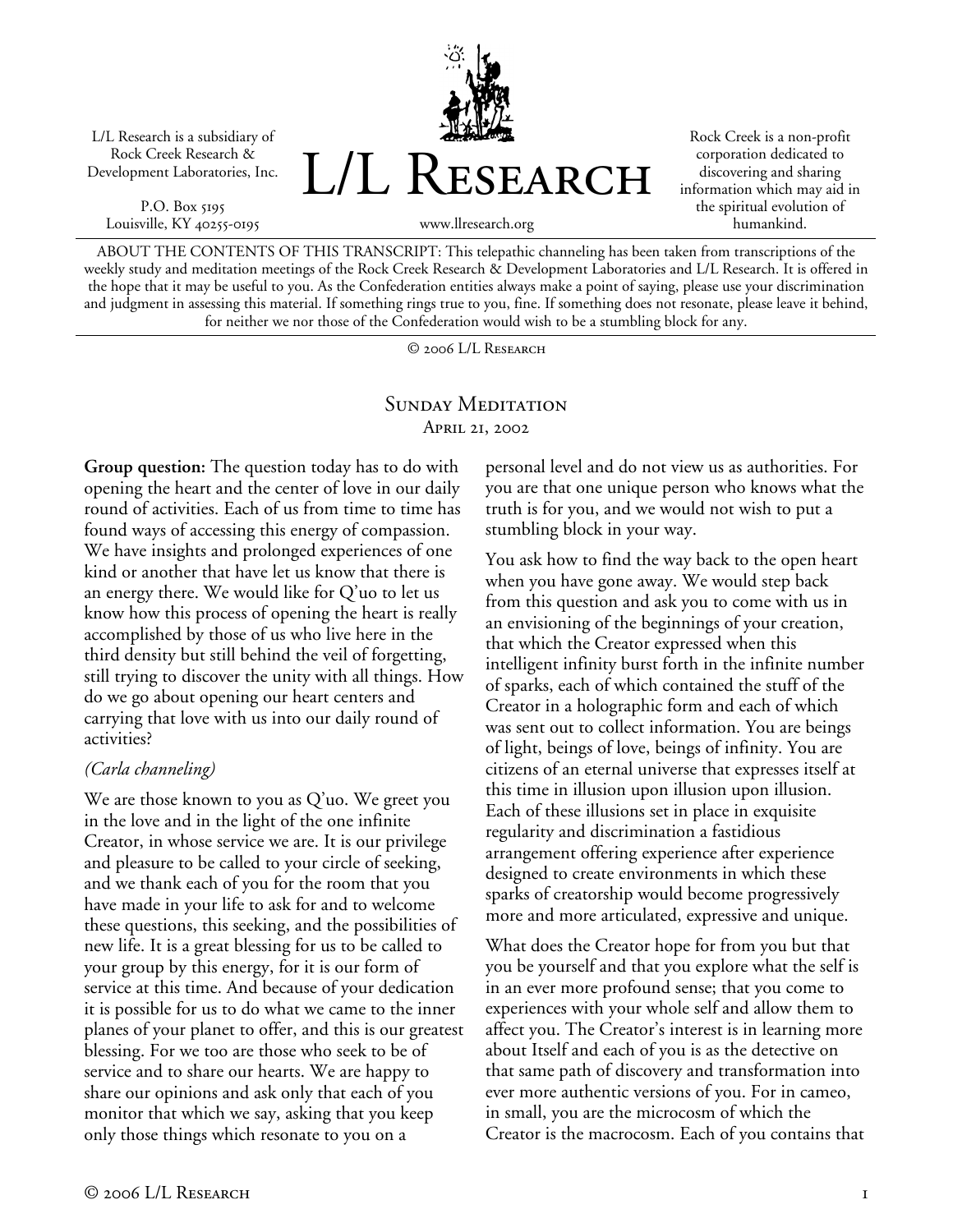L/L Research is a subsidiary of Rock Creek Research & Development Laboratories, Inc.

P.O. Box 5195
Louisville, KY 40255-0195

# L/L Research

www.llresearch.org

Rock Creek is a non-profit corporation dedicated to discovering and sharing information which may aid in the spiritual evolution of humankind.

ABOUT THE CONTENTS OF THIS TRANSCRIPT: This telepathic channeling has been taken from transcriptions of the weekly study and meditation meetings of the Rock Creek Research & Development Laboratories and L/L Research. It is offered in the hope that it may be useful to you. As the Confederation entities always make a point of saying, please use your discrimination and judgment in assessing this material. If something rings true to you, fine. If something does not resonate, please leave it behind, for neither we nor those of the Confederation would wish to be a stumbling block for any.

© 2006 L/L Research

## Sunday Meditation

April 21, 2002

**Group question:** The question today has to do with opening the heart and the center of love in our daily round of activities. Each of us from time to time has found ways of accessing this energy of compassion. We have insights and prolonged experiences of one kind or another that have let us know that there is an energy there. We would like for Q'uo to let us know how this process of opening the heart is really accomplished by those of us who live here in the third density but still behind the veil of forgetting, still trying to discover the unity with all things. How do we go about opening our heart centers and carrying that love with us into our daily round of activities?

*(Carla channeling)*

We are those known to you as Q'uo. We greet you in the love and in the light of the one infinite Creator, in whose service we are. It is our privilege and pleasure to be called to your circle of seeking, and we thank each of you for the room that you have made in your life to ask for and to welcome these questions, this seeking, and the possibilities of new life. It is a great blessing for us to be called to your group by this energy, for it is our form of service at this time. And because of your dedication it is possible for us to do what we came to the inner planes of your planet to offer, and this is our greatest blessing. For we too are those who seek to be of service and to share our hearts. We are happy to share our opinions and ask only that each of you monitor that which we say, asking that you keep only those things which resonate to you on a personal level and do not view us as authorities. For you are that one unique person who knows what the truth is for you, and we would not wish to put a stumbling block in your way.

You ask how to find the way back to the open heart when you have gone away. We would step back from this question and ask you to come with us in an envisioning of the beginnings of your creation, that which the Creator expressed when this intelligent infinity burst forth in the infinite number of sparks, each of which contained the stuff of the Creator in a holographic form and each of which was sent out to collect information. You are beings of light, beings of love, beings of infinity. You are citizens of an eternal universe that expresses itself at this time in illusion upon illusion upon illusion. Each of these illusions set in place in exquisite regularity and discrimination a fastidious arrangement offering experience after experience designed to create environments in which these sparks of creatorship would become progressively more and more articulated, expressive and unique.

What does the Creator hope for from you but that you be yourself and that you explore what the self is in an ever more profound sense; that you come to experiences with your whole self and allow them to affect you. The Creator's interest is in learning more about Itself and each of you is as the detective on that same path of discovery and transformation into ever more authentic versions of you. For in cameo, in small, you are the microcosm of which the Creator is the macrocosm. Each of you contains that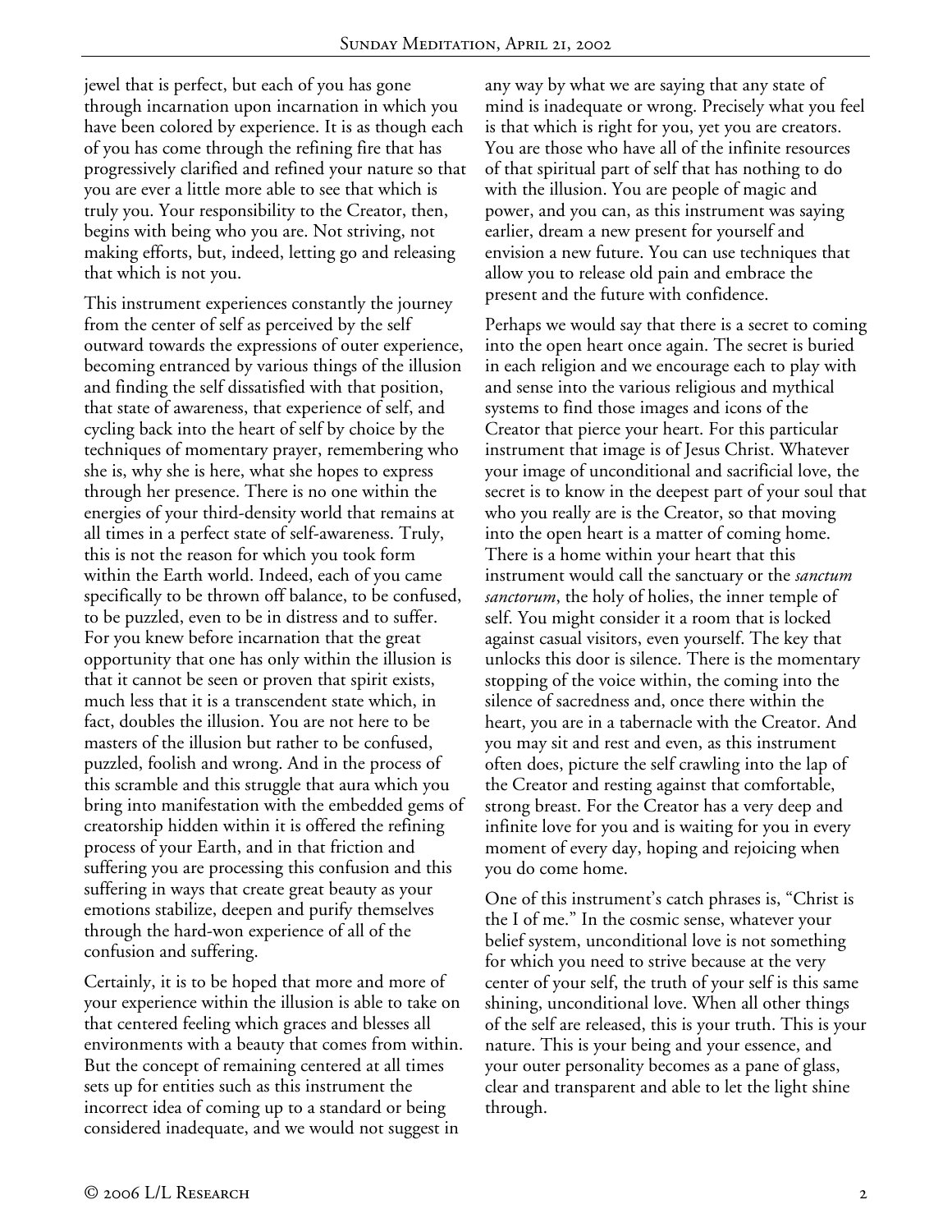jewel that is perfect, but each of you has gone through incarnation upon incarnation in which you have been colored by experience. It is as though each of you has come through the refining fire that has progressively clarified and refined your nature so that you are ever a little more able to see that which is truly you. Your responsibility to the Creator, then, begins with being who you are. Not striving, not making efforts, but, indeed, letting go and releasing that which is not you.

This instrument experiences constantly the journey from the center of self as perceived by the self outward towards the expressions of outer experience, becoming entranced by various things of the illusion and finding the self dissatisfied with that position, that state of awareness, that experience of self, and cycling back into the heart of self by choice by the techniques of momentary prayer, remembering who she is, why she is here, what she hopes to express through her presence. There is no one within the energies of your third-density world that remains at all times in a perfect state of self-awareness. Truly, this is not the reason for which you took form within the Earth world. Indeed, each of you came specifically to be thrown off balance, to be confused, to be puzzled, even to be in distress and to suffer. For you knew before incarnation that the great opportunity that one has only within the illusion is that it cannot be seen or proven that spirit exists, much less that it is a transcendent state which, in fact, doubles the illusion. You are not here to be masters of the illusion but rather to be confused, puzzled, foolish and wrong. And in the process of this scramble and this struggle that aura which you bring into manifestation with the embedded gems of creatorship hidden within it is offered the refining process of your Earth, and in that friction and suffering you are processing this confusion and this suffering in ways that create great beauty as your emotions stabilize, deepen and purify themselves through the hard-won experience of all of the confusion and suffering.

Certainly, it is to be hoped that more and more of your experience within the illusion is able to take on that centered feeling which graces and blesses all environments with a beauty that comes from within. But the concept of remaining centered at all times sets up for entities such as this instrument the incorrect idea of coming up to a standard or being considered inadequate, and we would not suggest in any way by what we are saying that any state of mind is inadequate or wrong. Precisely what you feel is that which is right for you, yet you are creators. You are those who have all of the infinite resources of that spiritual part of self that has nothing to do with the illusion. You are people of magic and power, and you can, as this instrument was saying earlier, dream a new present for yourself and envision a new future. You can use techniques that allow you to release old pain and embrace the present and the future with confidence.

Perhaps we would say that there is a secret to coming into the open heart once again. The secret is buried in each religion and we encourage each to play with and sense into the various religious and mythical systems to find those images and icons of the Creator that pierce your heart. For this particular instrument that image is of Jesus Christ. Whatever your image of unconditional and sacrificial love, the secret is to know in the deepest part of your soul that who you really are is the Creator, so that moving into the open heart is a matter of coming home. There is a home within your heart that this instrument would call the sanctuary or the *sanctum sanctorum*, the holy of holies, the inner temple of self. You might consider it a room that is locked against casual visitors, even yourself. The key that unlocks this door is silence. There is the momentary stopping of the voice within, the coming into the silence of sacredness and, once there within the heart, you are in a tabernacle with the Creator. And you may sit and rest and even, as this instrument often does, picture the self crawling into the lap of the Creator and resting against that comfortable, strong breast. For the Creator has a very deep and infinite love for you and is waiting for you in every moment of every day, hoping and rejoicing when you do come home.

One of this instrument's catch phrases is, "Christ is the I of me." In the cosmic sense, whatever your belief system, unconditional love is not something for which you need to strive because at the very center of your self, the truth of your self is this same shining, unconditional love. When all other things of the self are released, this is your truth. This is your nature. This is your being and your essence, and your outer personality becomes as a pane of glass, clear and transparent and able to let the light shine through.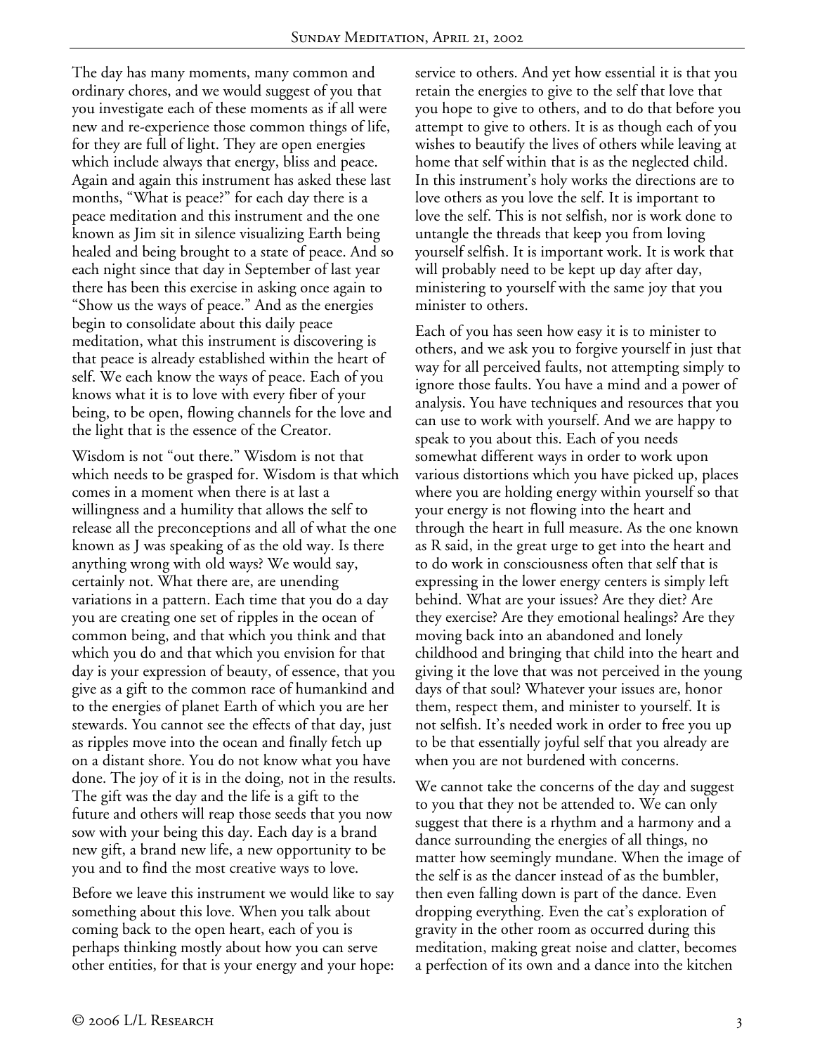The day has many moments, many common and ordinary chores, and we would suggest of you that you investigate each of these moments as if all were new and re-experience those common things of life, for they are full of light. They are open energies which include always that energy, bliss and peace. Again and again this instrument has asked these last months, "What is peace?" for each day there is a peace meditation and this instrument and the one known as Jim sit in silence visualizing Earth being healed and being brought to a state of peace. And so each night since that day in September of last year there has been this exercise in asking once again to "Show us the ways of peace." And as the energies begin to consolidate about this daily peace meditation, what this instrument is discovering is that peace is already established within the heart of self. We each know the ways of peace. Each of you knows what it is to love with every fiber of your being, to be open, flowing channels for the love and the light that is the essence of the Creator.

Wisdom is not "out there." Wisdom is not that which needs to be grasped for. Wisdom is that which comes in a moment when there is at last a willingness and a humility that allows the self to release all the preconceptions and all of what the one known as J was speaking of as the old way. Is there anything wrong with old ways? We would say, certainly not. What there are, are unending variations in a pattern. Each time that you do a day you are creating one set of ripples in the ocean of common being, and that which you think and that which you do and that which you envision for that day is your expression of beauty, of essence, that you give as a gift to the common race of humankind and to the energies of planet Earth of which you are her stewards. You cannot see the effects of that day, just as ripples move into the ocean and finally fetch up on a distant shore. You do not know what you have done. The joy of it is in the doing, not in the results. The gift was the day and the life is a gift to the future and others will reap those seeds that you now sow with your being this day. Each day is a brand new gift, a brand new life, a new opportunity to be you and to find the most creative ways to love.

Before we leave this instrument we would like to say something about this love. When you talk about coming back to the open heart, each of you is perhaps thinking mostly about how you can serve other entities, for that is your energy and your hope: service to others. And yet how essential it is that you retain the energies to give to the self that love that you hope to give to others, and to do that before you attempt to give to others. It is as though each of you wishes to beautify the lives of others while leaving at home that self within that is as the neglected child. In this instrument's holy works the directions are to love others as you love the self. It is important to love the self. This is not selfish, nor is work done to untangle the threads that keep you from loving yourself selfish. It is important work. It is work that will probably need to be kept up day after day, ministering to yourself with the same joy that you minister to others.

Each of you has seen how easy it is to minister to others, and we ask you to forgive yourself in just that way for all perceived faults, not attempting simply to ignore those faults. You have a mind and a power of analysis. You have techniques and resources that you can use to work with yourself. And we are happy to speak to you about this. Each of you needs somewhat different ways in order to work upon various distortions which you have picked up, places where you are holding energy within yourself so that your energy is not flowing into the heart and through the heart in full measure. As the one known as R said, in the great urge to get into the heart and to do work in consciousness often that self that is expressing in the lower energy centers is simply left behind. What are your issues? Are they diet? Are they exercise? Are they emotional healings? Are they moving back into an abandoned and lonely childhood and bringing that child into the heart and giving it the love that was not perceived in the young days of that soul? Whatever your issues are, honor them, respect them, and minister to yourself. It is not selfish. It's needed work in order to free you up to be that essentially joyful self that you already are when you are not burdened with concerns.

We cannot take the concerns of the day and suggest to you that they not be attended to. We can only suggest that there is a rhythm and a harmony and a dance surrounding the energies of all things, no matter how seemingly mundane. When the image of the self is as the dancer instead of as the bumbler, then even falling down is part of the dance. Even dropping everything. Even the cat's exploration of gravity in the other room as occurred during this meditation, making great noise and clatter, becomes a perfection of its own and a dance into the kitchen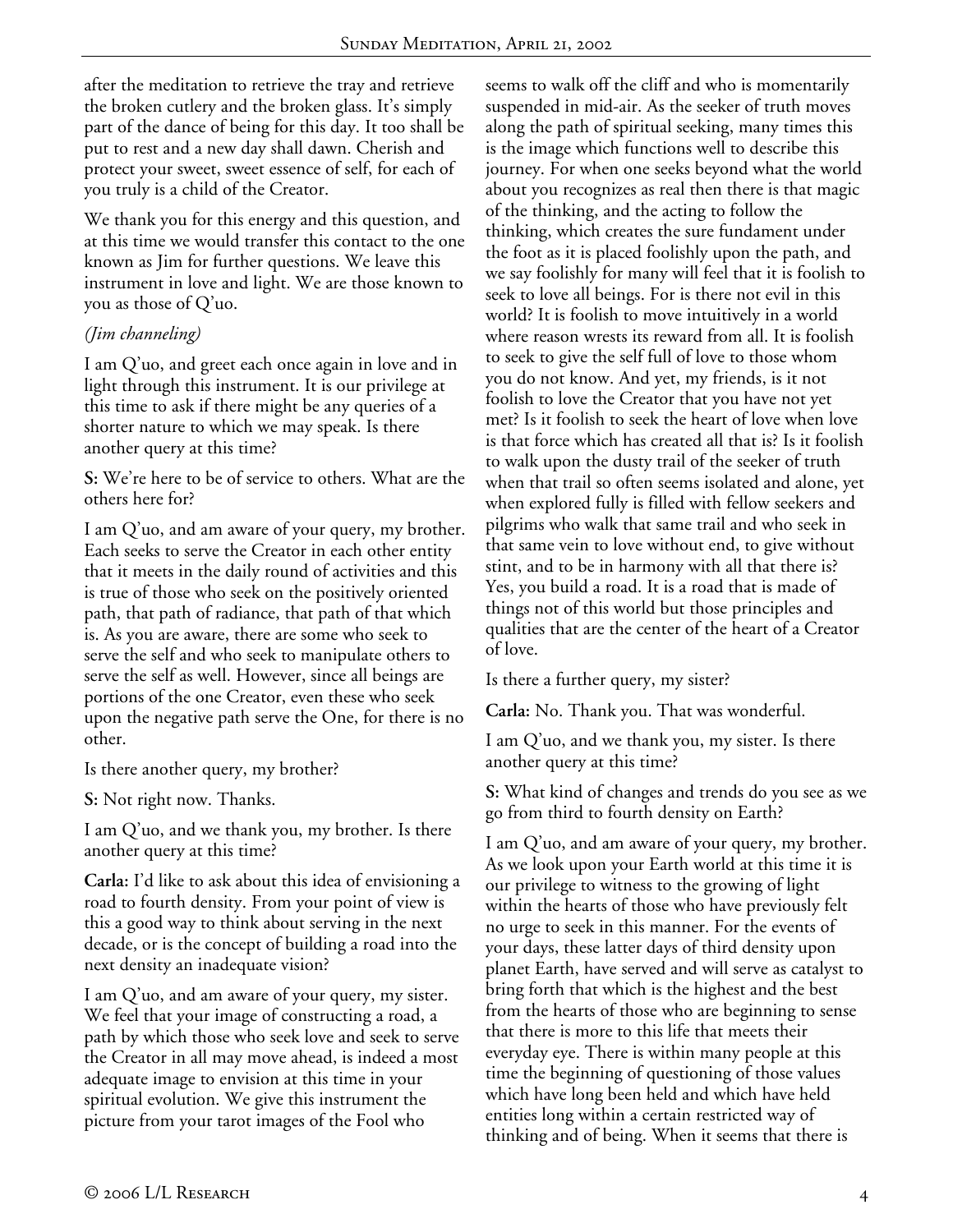after the meditation to retrieve the tray and retrieve the broken cutlery and the broken glass. It's simply part of the dance of being for this day. It too shall be put to rest and a new day shall dawn. Cherish and protect your sweet, sweet essence of self, for each of you truly is a child of the Creator.

We thank you for this energy and this question, and at this time we would transfer this contact to the one known as Jim for further questions. We leave this instrument in love and light. We are those known to you as those of Q'uo.

*(Jim channeling)*

I am Q'uo, and greet each once again in love and in light through this instrument. It is our privilege at this time to ask if there might be any queries of a shorter nature to which we may speak. Is there another query at this time?

**S:** We're here to be of service to others. What are the others here for?

I am Q'uo, and am aware of your query, my brother. Each seeks to serve the Creator in each other entity that it meets in the daily round of activities and this is true of those who seek on the positively oriented path, that path of radiance, that path of that which is. As you are aware, there are some who seek to serve the self and who seek to manipulate others to serve the self as well. However, since all beings are portions of the one Creator, even these who seek upon the negative path serve the One, for there is no other.

Is there another query, my brother?

**S:** Not right now. Thanks.

I am Q'uo, and we thank you, my brother. Is there another query at this time?

**Carla:** I'd like to ask about this idea of envisioning a road to fourth density. From your point of view is this a good way to think about serving in the next decade, or is the concept of building a road into the next density an inadequate vision?

I am Q'uo, and am aware of your query, my sister. We feel that your image of constructing a road, a path by which those who seek love and seek to serve the Creator in all may move ahead, is indeed a most adequate image to envision at this time in your spiritual evolution. We give this instrument the picture from your tarot images of the Fool who seems to walk off the cliff and who is momentarily suspended in mid-air. As the seeker of truth moves along the path of spiritual seeking, many times this is the image which functions well to describe this journey. For when one seeks beyond what the world about you recognizes as real then there is that magic of the thinking, and the acting to follow the thinking, which creates the sure fundament under the foot as it is placed foolishly upon the path, and we say foolishly for many will feel that it is foolish to seek to love all beings. For is there not evil in this world? It is foolish to move intuitively in a world where reason wrests its reward from all. It is foolish to seek to give the self full of love to those whom you do not know. And yet, my friends, is it not foolish to love the Creator that you have not yet met? Is it foolish to seek the heart of love when love is that force which has created all that is? Is it foolish to walk upon the dusty trail of the seeker of truth when that trail so often seems isolated and alone, yet when explored fully is filled with fellow seekers and pilgrims who walk that same trail and who seek in that same vein to love without end, to give without stint, and to be in harmony with all that there is? Yes, you build a road. It is a road that is made of things not of this world but those principles and qualities that are the center of the heart of a Creator of love.

Is there a further query, my sister?

**Carla:** No. Thank you. That was wonderful.

I am Q'uo, and we thank you, my sister. Is there another query at this time?

**S:** What kind of changes and trends do you see as we go from third to fourth density on Earth?

I am Q'uo, and am aware of your query, my brother. As we look upon your Earth world at this time it is our privilege to witness to the growing of light within the hearts of those who have previously felt no urge to seek in this manner. For the events of your days, these latter days of third density upon planet Earth, have served and will serve as catalyst to bring forth that which is the highest and the best from the hearts of those who are beginning to sense that there is more to this life that meets their everyday eye. There is within many people at this time the beginning of questioning of those values which have long been held and which have held entities long within a certain restricted way of thinking and of being. When it seems that there is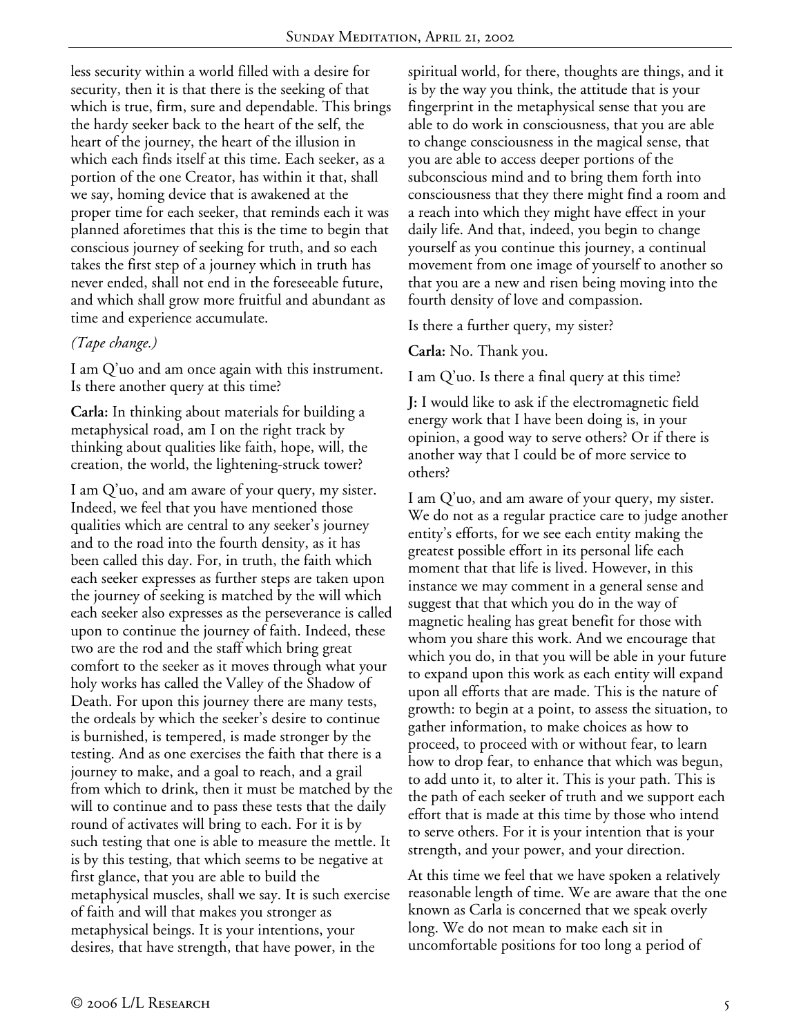less security within a world filled with a desire for security, then it is that there is the seeking of that which is true, firm, sure and dependable. This brings the hardy seeker back to the heart of the self, the heart of the journey, the heart of the illusion in which each finds itself at this time. Each seeker, as a portion of the one Creator, has within it that, shall we say, homing device that is awakened at the proper time for each seeker, that reminds each it was planned aforetimes that this is the time to begin that conscious journey of seeking for truth, and so each takes the first step of a journey which in truth has never ended, shall not end in the foreseeable future, and which shall grow more fruitful and abundant as time and experience accumulate.

*(Tape change.)*

I am Q'uo and am once again with this instrument. Is there another query at this time?

**Carla:** In thinking about materials for building a metaphysical road, am I on the right track by thinking about qualities like faith, hope, will, the creation, the world, the lightening-struck tower?

I am Q'uo, and am aware of your query, my sister. Indeed, we feel that you have mentioned those qualities which are central to any seeker's journey and to the road into the fourth density, as it has been called this day. For, in truth, the faith which each seeker expresses as further steps are taken upon the journey of seeking is matched by the will which each seeker also expresses as the perseverance is called upon to continue the journey of faith. Indeed, these two are the rod and the staff which bring great comfort to the seeker as it moves through what your holy works has called the Valley of the Shadow of Death. For upon this journey there are many tests, the ordeals by which the seeker's desire to continue is burnished, is tempered, is made stronger by the testing. And as one exercises the faith that there is a journey to make, and a goal to reach, and a grail from which to drink, then it must be matched by the will to continue and to pass these tests that the daily round of activates will bring to each. For it is by such testing that one is able to measure the mettle. It is by this testing, that which seems to be negative at first glance, that you are able to build the metaphysical muscles, shall we say. It is such exercise of faith and will that makes you stronger as metaphysical beings. It is your intentions, your desires, that have strength, that have power, in the spiritual world, for there, thoughts are things, and it is by the way you think, the attitude that is your fingerprint in the metaphysical sense that you are able to do work in consciousness, that you are able to change consciousness in the magical sense, that you are able to access deeper portions of the subconscious mind and to bring them forth into consciousness that they there might find a room and a reach into which they might have effect in your daily life. And that, indeed, you begin to change yourself as you continue this journey, a continual movement from one image of yourself to another so that you are a new and risen being moving into the fourth density of love and compassion.

Is there a further query, my sister?

**Carla:** No. Thank you.

I am Q'uo. Is there a final query at this time?

**J:** I would like to ask if the electromagnetic field energy work that I have been doing is, in your opinion, a good way to serve others? Or if there is another way that I could be of more service to others?

I am Q'uo, and am aware of your query, my sister. We do not as a regular practice care to judge another entity's efforts, for we see each entity making the greatest possible effort in its personal life each moment that that life is lived. However, in this instance we may comment in a general sense and suggest that that which you do in the way of magnetic healing has great benefit for those with whom you share this work. And we encourage that which you do, in that you will be able in your future to expand upon this work as each entity will expand upon all efforts that are made. This is the nature of growth: to begin at a point, to assess the situation, to gather information, to make choices as how to proceed, to proceed with or without fear, to learn how to drop fear, to enhance that which was begun, to add unto it, to alter it. This is your path. This is the path of each seeker of truth and we support each effort that is made at this time by those who intend to serve others. For it is your intention that is your strength, and your power, and your direction.

At this time we feel that we have spoken a relatively reasonable length of time. We are aware that the one known as Carla is concerned that we speak overly long. We do not mean to make each sit in uncomfortable positions for too long a period of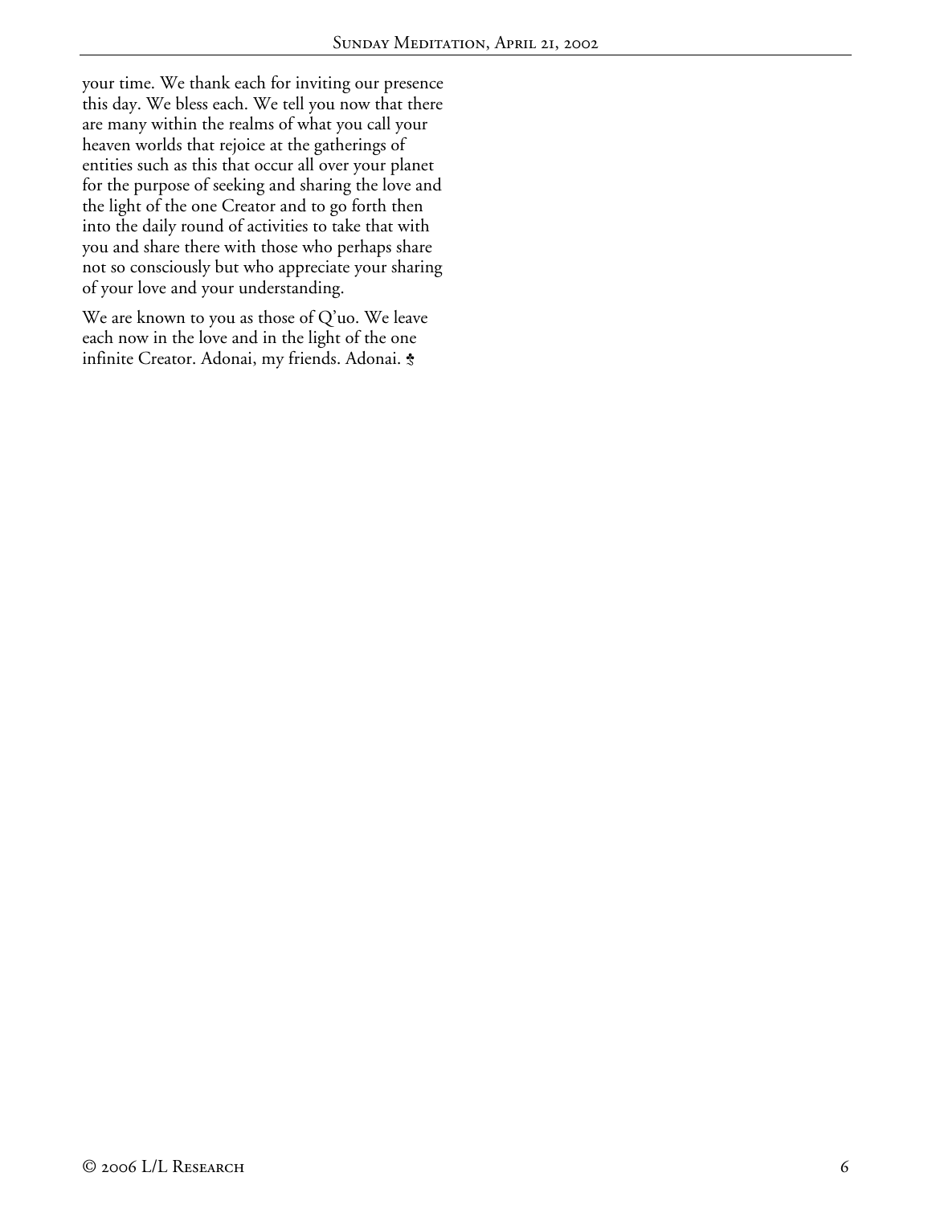your time. We thank each for inviting our presence this day. We bless each. We tell you now that there are many within the realms of what you call your heaven worlds that rejoice at the gatherings of entities such as this that occur all over your planet for the purpose of seeking and sharing the love and the light of the one Creator and to go forth then into the daily round of activities to take that with you and share there with those who perhaps share not so consciously but who appreciate your sharing of your love and your understanding.

We are known to you as those of Q'uo. We leave each now in the love and in the light of the one infinite Creator. Adonai, my friends. Adonai. ♣